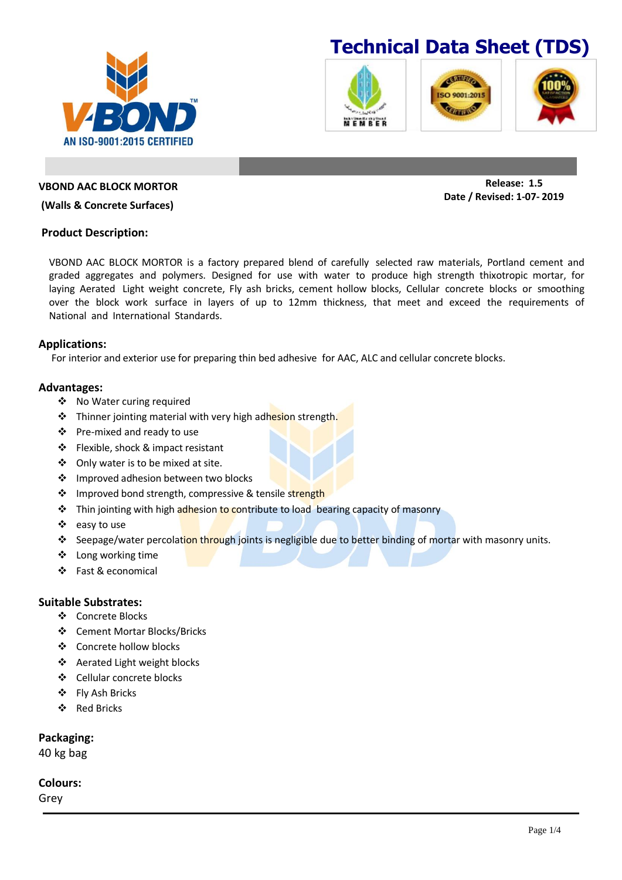# Technical Data Sheet (TDS)

V-BOND
AN ISO-9001:2015 CERTIFIED

**VBOND AAC BLOCK MORTOR**

**(Walls & Concrete Surfaces)**

**Release: 1.5**
**Date / Revised: 1-07- 2019**

## Product Description:

VBOND AAC BLOCK MORTOR is a factory prepared blend of carefully selected raw materials, Portland cement and graded aggregates and polymers. Designed for use with water to produce high strength thixotropic mortar, for laying Aerated Light weight concrete, Fly ash bricks, cement hollow blocks, Cellular concrete blocks or smoothing over the block work surface in layers of up to 12mm thickness, that meet and exceed the requirements of National and International Standards.

## Applications:

For interior and exterior use for preparing thin bed adhesive for AAC, ALC and cellular concrete blocks.

## Advantages:

- No Water curing required
- Thinner jointing material with very high adhesion strength.
- Pre-mixed and ready to use
- Flexible, shock & impact resistant
- Only water is to be mixed at site.
- Improved adhesion between two blocks
- Improved bond strength, compressive & tensile strength
- Thin jointing with high adhesion to contribute to load bearing capacity of masonry
- easy to use
- Seepage/water percolation through joints is negligible due to better binding of mortar with masonry units.
- Long working time
- Fast & economical

## Suitable Substrates:

- Concrete Blocks
- Cement Mortar Blocks/Bricks
- Concrete hollow blocks
- Aerated Light weight blocks
- Cellular concrete blocks
- Fly Ash Bricks
- Red Bricks

## Packaging:

40 kg bag

## Colours:

Grey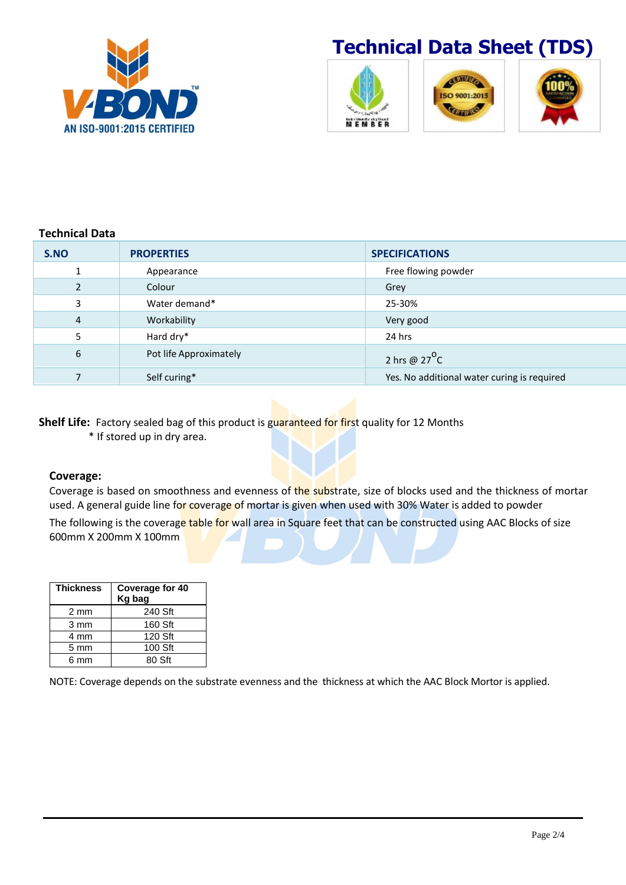# Technical Data Sheet (TDS)

V-BOND

AN ISO-9001:2015 CERTIFIED

### Technical Data

| S.NO | PROPERTIES | SPECIFICATIONS |
|---|---|---|
| 1 | Appearance | Free flowing powder |
| 2 | Colour | Grey |
| 3 | Water demand* | 25-30% |
| 4 | Workability | Very good |
| 5 | Hard dry* | 24 hrs |
| 6 | Pot life Approximately | 2 hrs @ $27^{o}$C |
| 7 | Self curing* | Yes. No additional water curing is required |

**Shelf Life:** Factory sealed bag of this product is guaranteed for first quality for 12 Months

\* If stored up in dry area.

**Coverage:**

Coverage is based on smoothness and evenness of the substrate, size of blocks used and the thickness of mortar used. A general guide line for coverage of mortar is given when used with 30% Water is added to powder

The following is the coverage table for wall area in Square feet that can be constructed using AAC Blocks of size 600mm X 200mm X 100mm

| Thickness | Coverage for 40 Kg bag |
|---|---|
| 2 mm | 240 Sft |
| 3 mm | 160 Sft |
| 4 mm | 120 Sft |
| 5 mm | 100 Sft |
| 6 mm | 80 Sft |

NOTE: Coverage depends on the substrate evenness and the thickness at which the AAC Block Mortor is applied.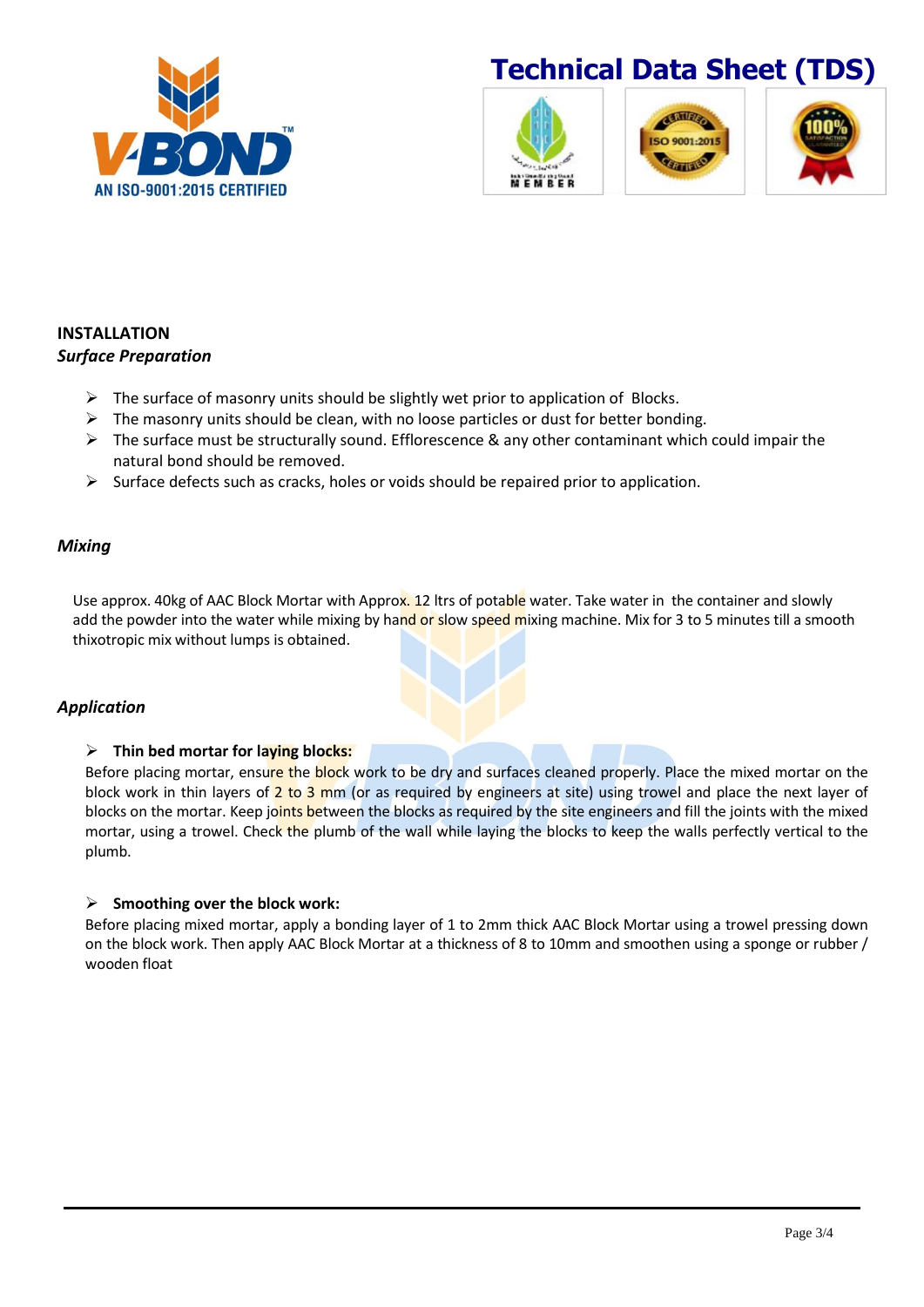## INSTALLATION

### *Surface Preparation*

- The surface of masonry units should be slightly wet prior to application of Blocks.
- The masonry units should be clean, with no loose particles or dust for better bonding.
- The surface must be structurally sound. Efflorescence & any other contaminant which could impair the natural bond should be removed.
- Surface defects such as cracks, holes or voids should be repaired prior to application.

### *Mixing*

Use approx. 40kg of AAC Block Mortar with Approx. 12 ltrs of potable water. Take water in the container and slowly add the powder into the water while mixing by hand or slow speed mixing machine. Mix for 3 to 5 minutes till a smooth thixotropic mix without lumps is obtained.

### *Application*

- **Thin bed mortar for laying blocks:**

Before placing mortar, ensure the block work to be dry and surfaces cleaned properly. Place the mixed mortar on the block work in thin layers of 2 to 3 mm (or as required by engineers at site) using trowel and place the next layer of blocks on the mortar. Keep joints between the blocks as required by the site engineers and fill the joints with the mixed mortar, using a trowel. Check the plumb of the wall while laying the blocks to keep the walls perfectly vertical to the plumb.

- **Smoothing over the block work:**

Before placing mixed mortar, apply a bonding layer of 1 to 2mm thick AAC Block Mortar using a trowel pressing down on the block work. Then apply AAC Block Mortar at a thickness of 8 to 10mm and smoothen using a sponge or rubber / wooden float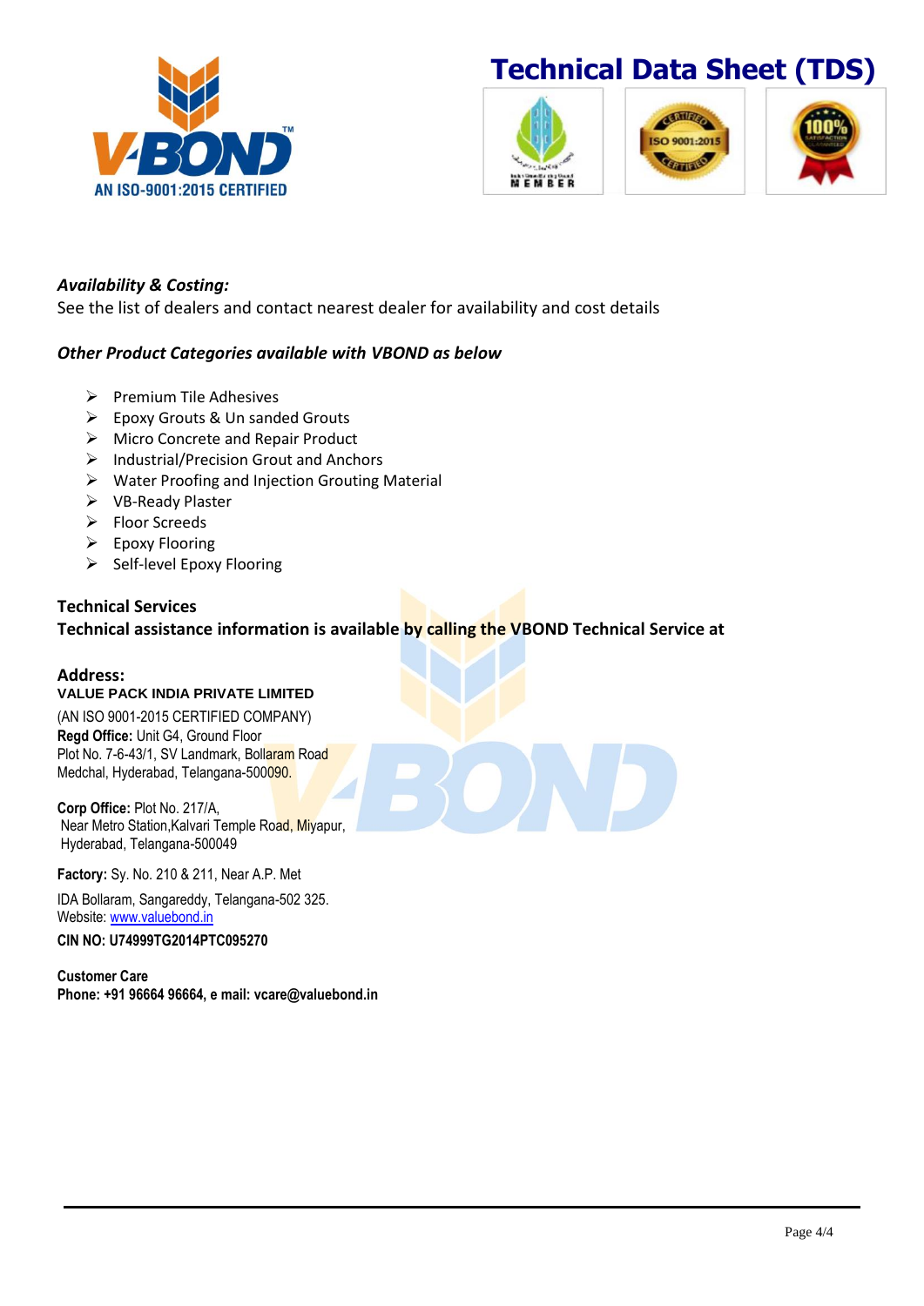# Technical Data Sheet (TDS)

***Availability & Costing:***

See the list of dealers and contact nearest dealer for availability and cost details

***Other Product Categories available with VBOND as below***

- Premium Tile Adhesives
- Epoxy Grouts & Un sanded Grouts
- Micro Concrete and Repair Product
- Industrial/Precision Grout and Anchors
- Water Proofing and Injection Grouting Material
- VB-Ready Plaster
- Floor Screeds
- Epoxy Flooring
- Self-level Epoxy Flooring

**Technical Services**

**Technical assistance information is available by calling the VBOND Technical Service at**

**Address:**

**VALUE PACK INDIA PRIVATE LIMITED**

(AN ISO 9001-2015 CERTIFIED COMPANY)
**Regd Office:** Unit G4, Ground Floor
Plot No. 7-6-43/1, SV Landmark, Bollaram Road
Medchal, Hyderabad, Telangana-500090.

**Corp Office:** Plot No. 217/A,
Near Metro Station,Kalvari Temple Road, Miyapur,
Hyderabad, Telangana-500049

**Factory:** Sy. No. 210 & 211, Near A.P. Met

IDA Bollaram, Sangareddy, Telangana-502 325.
Website: www.valuebond.in

**CIN NO: U74999TG2014PTC095270**

**Customer Care**
**Phone: +91 96664 96664, e mail: vcare@valuebond.in**